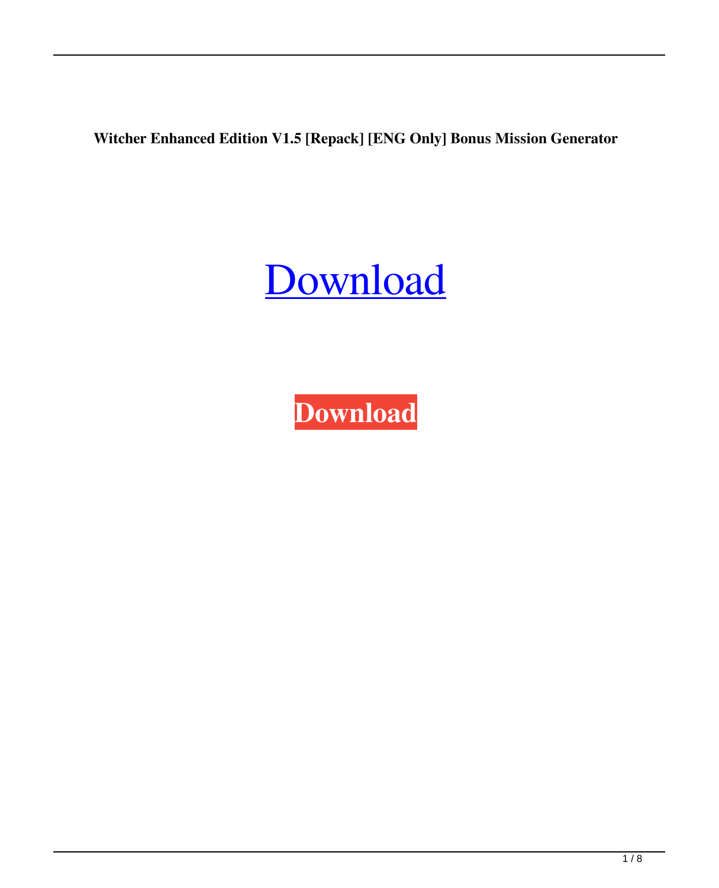**Witcher Enhanced Edition V1.5 [Repack] [ENG Only] Bonus Mission Generator**

Download

**Download**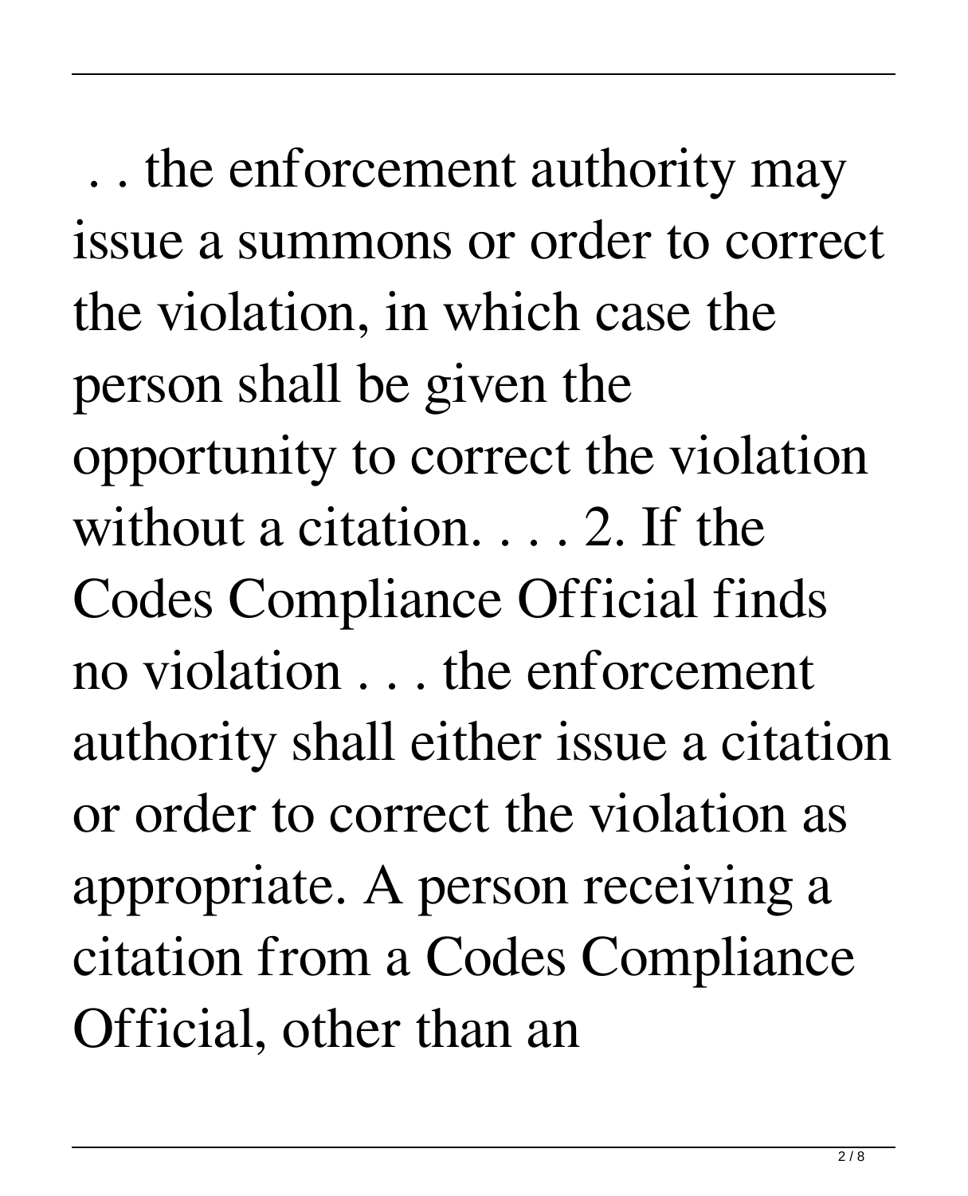. . the enforcement authority may issue a summons or order to correct the violation, in which case the person shall be given the opportunity to correct the violation without a citation. . . . 2. If the Codes Compliance Official finds no violation . . . the enforcement authority shall either issue a citation or order to correct the violation as appropriate. A person receiving a citation from a Codes Compliance Official, other than an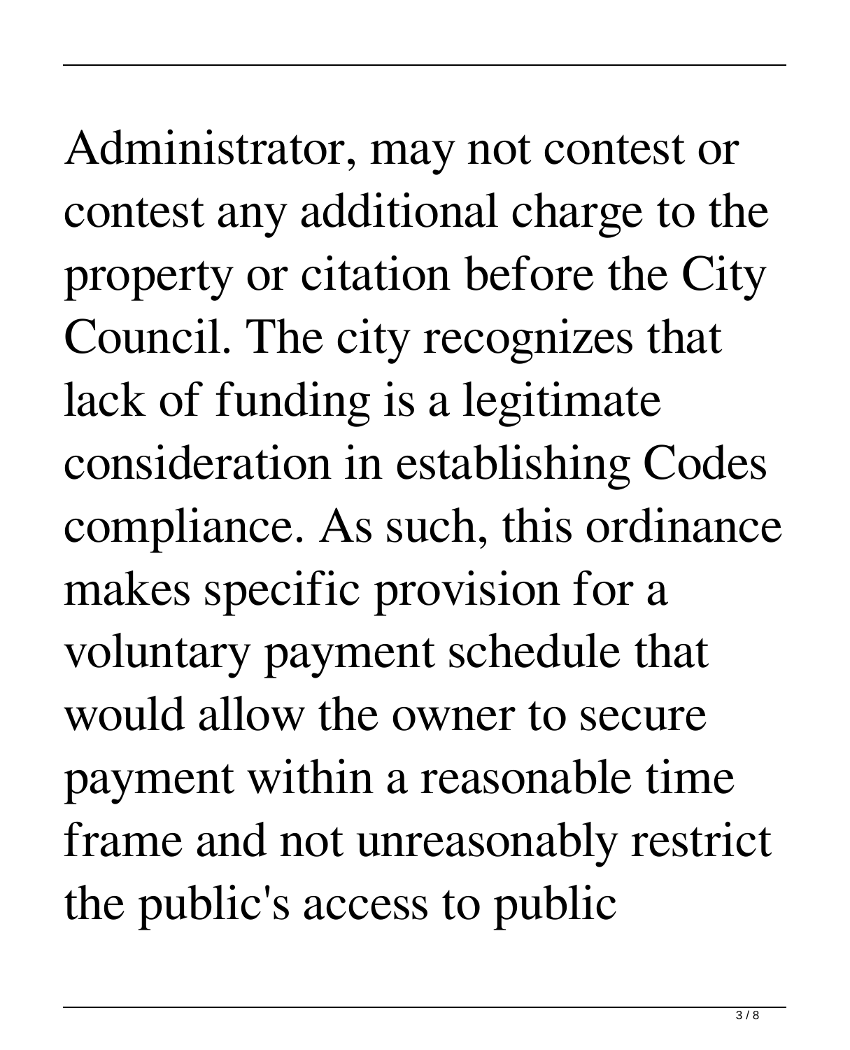Administrator, may not contest or contest any additional charge to the property or citation before the City Council. The city recognizes that lack of funding is a legitimate consideration in establishing Codes compliance. As such, this ordinance makes specific provision for a voluntary payment schedule that would allow the owner to secure payment within a reasonable time frame and not unreasonably restrict the public's access to public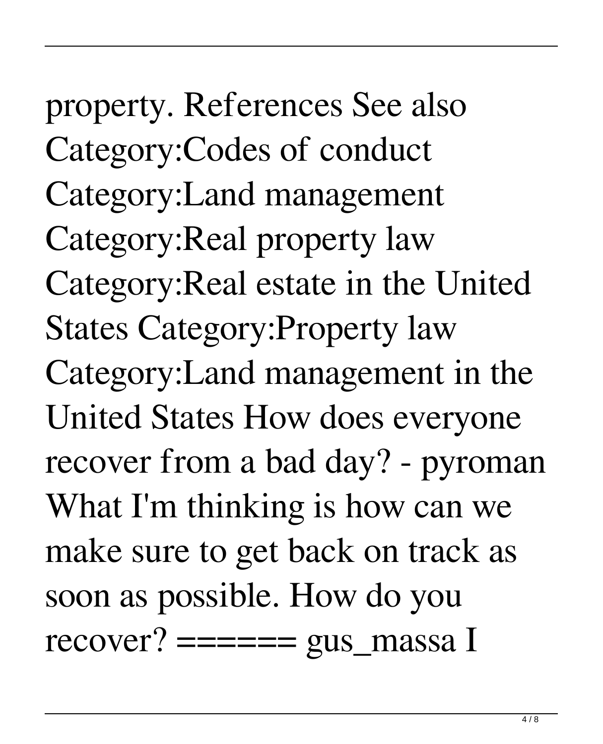property. References See also Category:Codes of conduct Category:Land management Category:Real property law Category:Real estate in the United States Category:Property law Category:Land management in the United States How does everyone recover from a bad day? - pyroman What I'm thinking is how can we make sure to get back on track as soon as possible. How do you recover? ====== gus_massa I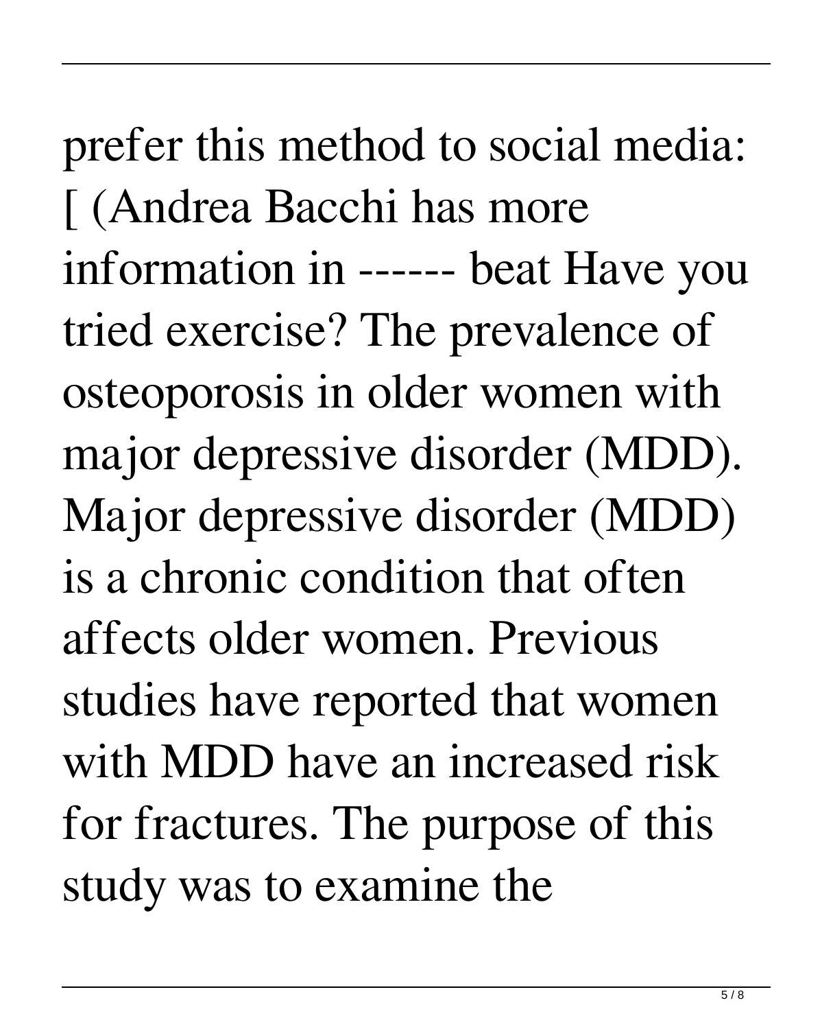prefer this method to social media: [ (Andrea Bacchi has more information in ------ beat Have you tried exercise? The prevalence of osteoporosis in older women with major depressive disorder (MDD). Major depressive disorder (MDD) is a chronic condition that often affects older women. Previous studies have reported that women with MDD have an increased risk for fractures. The purpose of this study was to examine the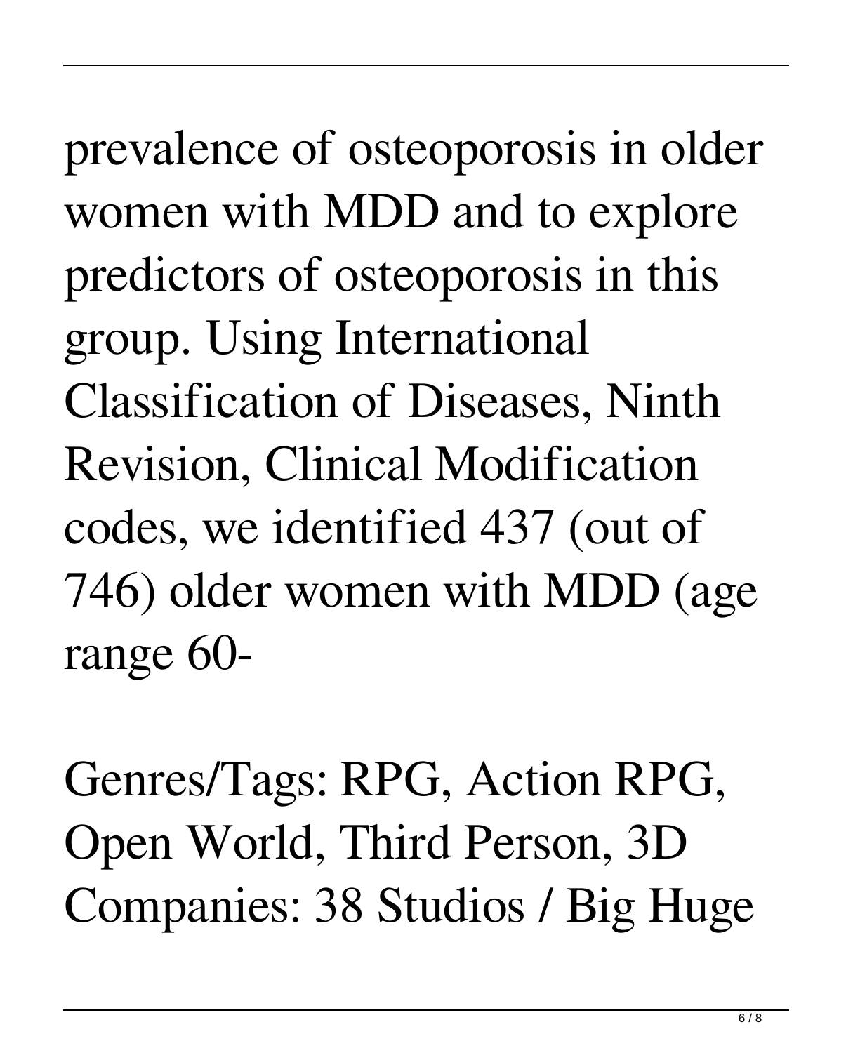prevalence of osteoporosis in older women with MDD and to explore predictors of osteoporosis in this group. Using International Classification of Diseases, Ninth Revision, Clinical Modification codes, we identified 437 (out of 746) older women with MDD (age range 60-

Genres/Tags: RPG, Action RPG, Open World, Third Person, 3D Companies: 38 Studios / Big Huge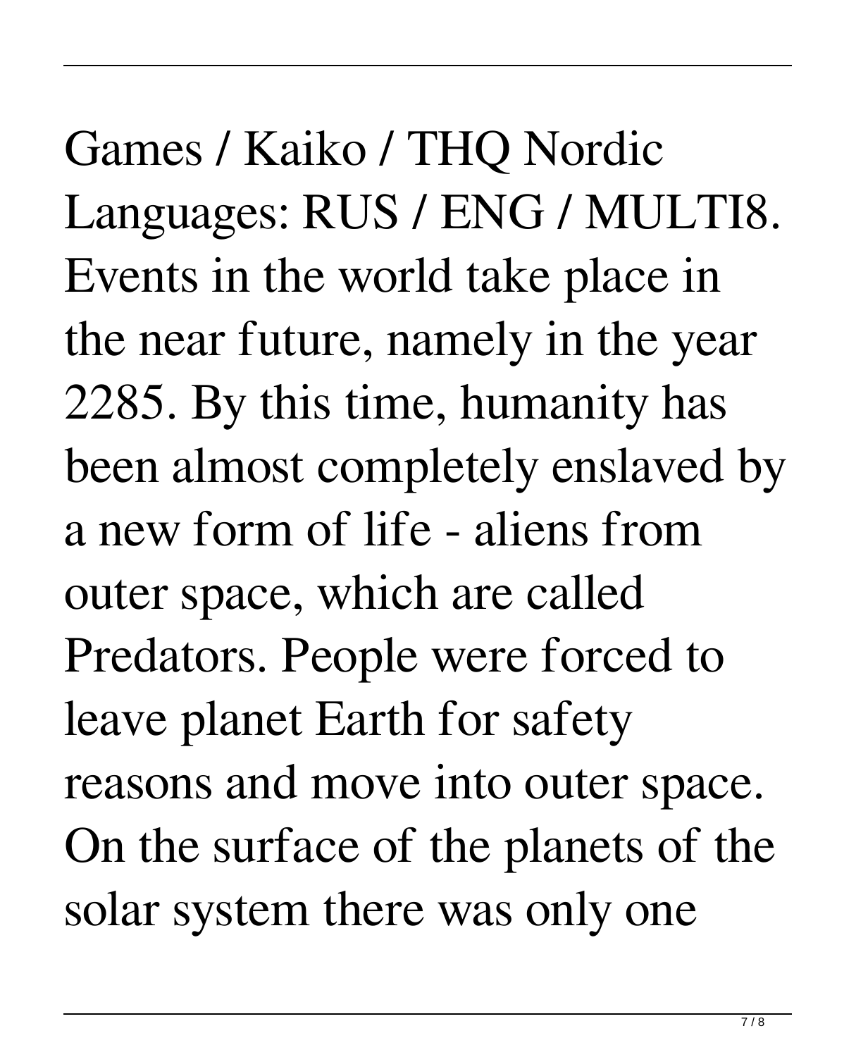Games / Kaiko / THQ Nordic Languages: RUS / ENG / MULTI8. Events in the world take place in the near future, namely in the year 2285. By this time, humanity has been almost completely enslaved by a new form of life - aliens from outer space, which are called Predators. People were forced to leave planet Earth for safety reasons and move into outer space. On the surface of the planets of the solar system there was only one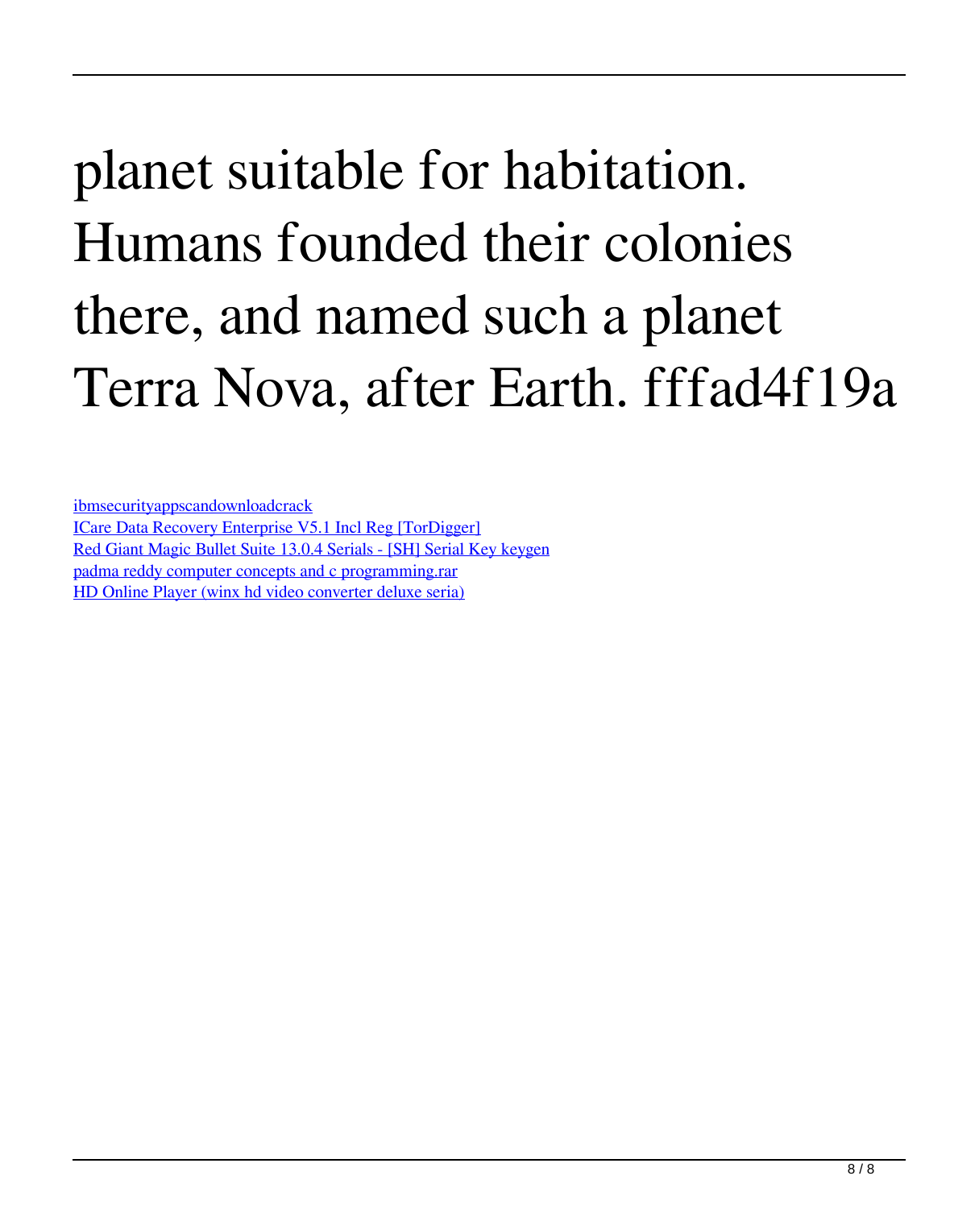planet suitable for habitation. Humans founded their colonies there, and named such a planet Terra Nova, after Earth. fffad4f19a

ibmsecurityappscandownloadcrack
ICare Data Recovery Enterprise V5.1 Incl Reg [TorDigger]
Red Giant Magic Bullet Suite 13.0.4 Serials - [SH] Serial Key keygen
padma reddy computer concepts and c programming.rar
HD Online Player (winx hd video converter deluxe seria)